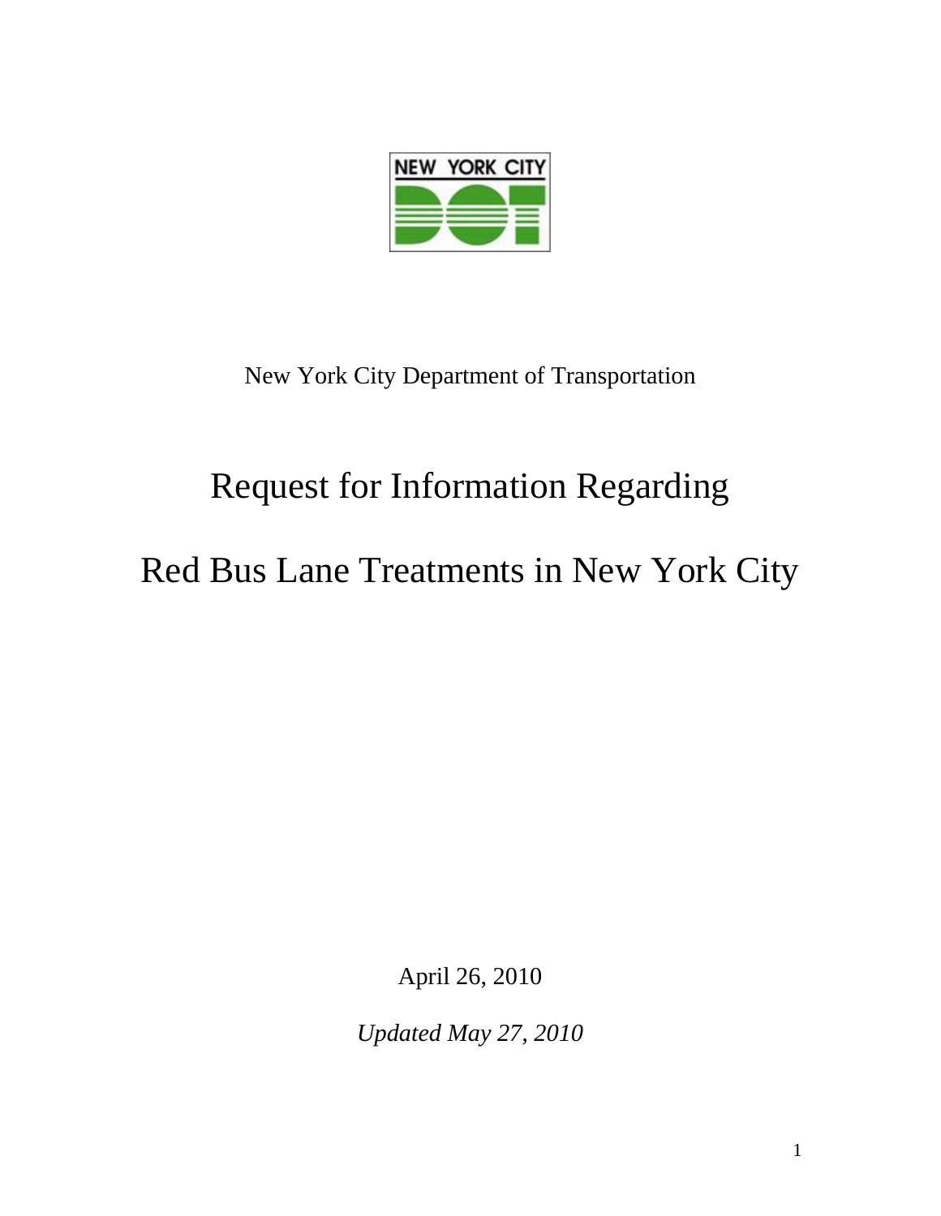NEW YORK CITY DOT

New York City Department of Transportation

# Request for Information Regarding

# Red Bus Lane Treatments in New York City

April 26, 2010

*Updated May 27, 2010*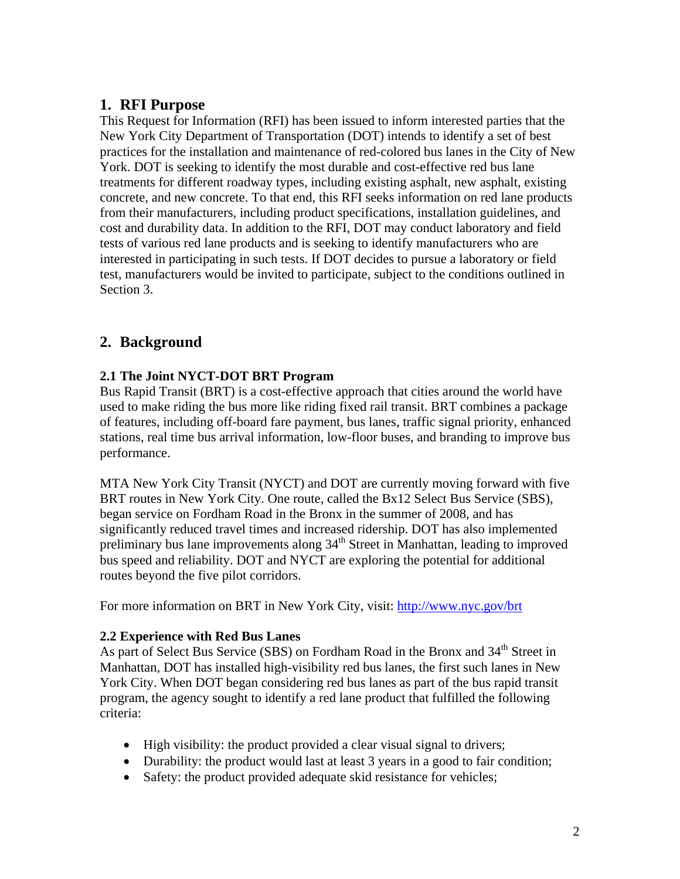## 1. RFI Purpose

This Request for Information (RFI) has been issued to inform interested parties that the New York City Department of Transportation (DOT) intends to identify a set of best practices for the installation and maintenance of red-colored bus lanes in the City of New York. DOT is seeking to identify the most durable and cost-effective red bus lane treatments for different roadway types, including existing asphalt, new asphalt, existing concrete, and new concrete. To that end, this RFI seeks information on red lane products from their manufacturers, including product specifications, installation guidelines, and cost and durability data. In addition to the RFI, DOT may conduct laboratory and field tests of various red lane products and is seeking to identify manufacturers who are interested in participating in such tests. If DOT decides to pursue a laboratory or field test, manufacturers would be invited to participate, subject to the conditions outlined in Section 3.

## 2. Background

### 2.1 The Joint NYCT-DOT BRT Program

Bus Rapid Transit (BRT) is a cost-effective approach that cities around the world have used to make riding the bus more like riding fixed rail transit. BRT combines a package of features, including off-board fare payment, bus lanes, traffic signal priority, enhanced stations, real time bus arrival information, low-floor buses, and branding to improve bus performance.

MTA New York City Transit (NYCT) and DOT are currently moving forward with five BRT routes in New York City. One route, called the Bx12 Select Bus Service (SBS), began service on Fordham Road in the Bronx in the summer of 2008, and has significantly reduced travel times and increased ridership. DOT has also implemented preliminary bus lane improvements along 34th Street in Manhattan, leading to improved bus speed and reliability. DOT and NYCT are exploring the potential for additional routes beyond the five pilot corridors.

For more information on BRT in New York City, visit: http://www.nyc.gov/brt

### 2.2 Experience with Red Bus Lanes

As part of Select Bus Service (SBS) on Fordham Road in the Bronx and 34th Street in Manhattan, DOT has installed high-visibility red bus lanes, the first such lanes in New York City. When DOT began considering red bus lanes as part of the bus rapid transit program, the agency sought to identify a red lane product that fulfilled the following criteria:

- High visibility: the product provided a clear visual signal to drivers;
- Durability: the product would last at least 3 years in a good to fair condition;
- Safety: the product provided adequate skid resistance for vehicles;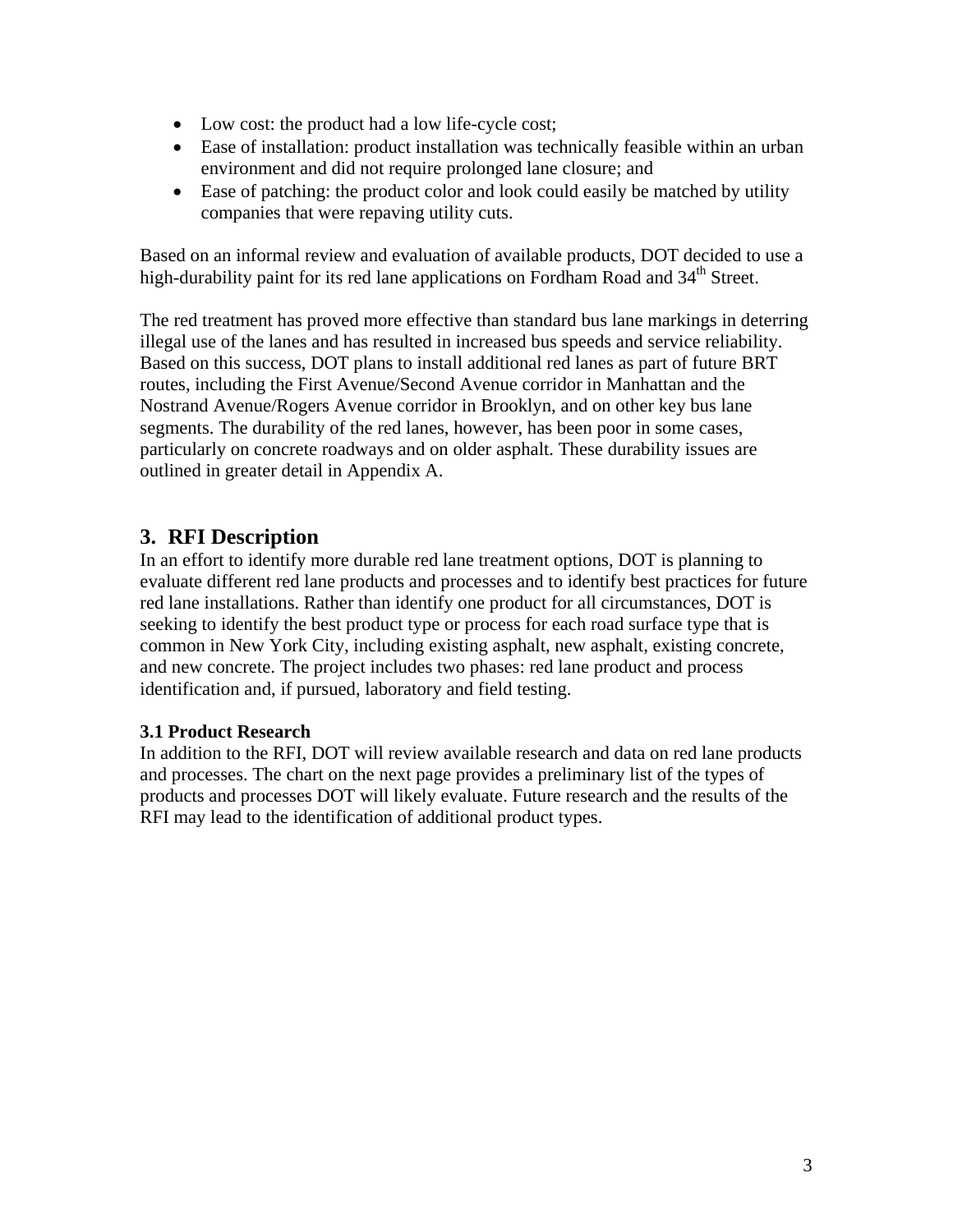- Low cost: the product had a low life-cycle cost;
- Ease of installation: product installation was technically feasible within an urban environment and did not require prolonged lane closure; and
- Ease of patching: the product color and look could easily be matched by utility companies that were repaving utility cuts.

Based on an informal review and evaluation of available products, DOT decided to use a high-durability paint for its red lane applications on Fordham Road and 34th Street.

The red treatment has proved more effective than standard bus lane markings in deterring illegal use of the lanes and has resulted in increased bus speeds and service reliability. Based on this success, DOT plans to install additional red lanes as part of future BRT routes, including the First Avenue/Second Avenue corridor in Manhattan and the Nostrand Avenue/Rogers Avenue corridor in Brooklyn, and on other key bus lane segments. The durability of the red lanes, however, has been poor in some cases, particularly on concrete roadways and on older asphalt. These durability issues are outlined in greater detail in Appendix A.

## 3. RFI Description

In an effort to identify more durable red lane treatment options, DOT is planning to evaluate different red lane products and processes and to identify best practices for future red lane installations. Rather than identify one product for all circumstances, DOT is seeking to identify the best product type or process for each road surface type that is common in New York City, including existing asphalt, new asphalt, existing concrete, and new concrete. The project includes two phases: red lane product and process identification and, if pursued, laboratory and field testing.

### 3.1 Product Research

In addition to the RFI, DOT will review available research and data on red lane products and processes. The chart on the next page provides a preliminary list of the types of products and processes DOT will likely evaluate. Future research and the results of the RFI may lead to the identification of additional product types.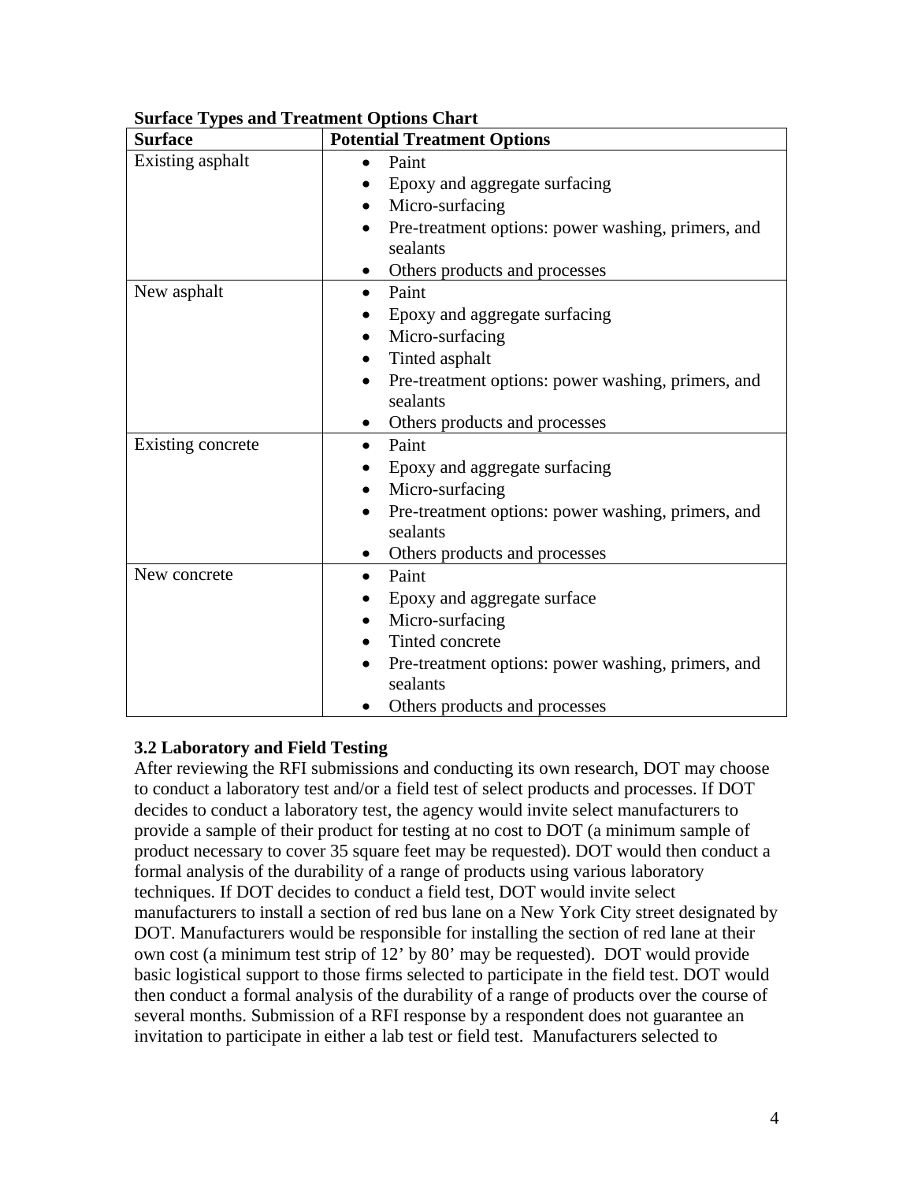**Surface Types and Treatment Options Chart**

| Surface | Potential Treatment Options |
|---|---|
| Existing asphalt | • Paint<br>• Epoxy and aggregate surfacing<br>• Micro-surfacing<br>• Pre-treatment options: power washing, primers, and sealants<br>• Others products and processes |
| New asphalt | • Paint<br>• Epoxy and aggregate surfacing<br>• Micro-surfacing<br>• Tinted asphalt<br>• Pre-treatment options: power washing, primers, and sealants<br>• Others products and processes |
| Existing concrete | • Paint<br>• Epoxy and aggregate surfacing<br>• Micro-surfacing<br>• Pre-treatment options: power washing, primers, and sealants<br>• Others products and processes |
| New concrete | • Paint<br>• Epoxy and aggregate surface<br>• Micro-surfacing<br>• Tinted concrete<br>• Pre-treatment options: power washing, primers, and sealants<br>• Others products and processes |

### 3.2 Laboratory and Field Testing

After reviewing the RFI submissions and conducting its own research, DOT may choose to conduct a laboratory test and/or a field test of select products and processes. If DOT decides to conduct a laboratory test, the agency would invite select manufacturers to provide a sample of their product for testing at no cost to DOT (a minimum sample of product necessary to cover 35 square feet may be requested). DOT would then conduct a formal analysis of the durability of a range of products using various laboratory techniques. If DOT decides to conduct a field test, DOT would invite select manufacturers to install a section of red bus lane on a New York City street designated by DOT. Manufacturers would be responsible for installing the section of red lane at their own cost (a minimum test strip of 12' by 80' may be requested). DOT would provide basic logistical support to those firms selected to participate in the field test. DOT would then conduct a formal analysis of the durability of a range of products over the course of several months. Submission of a RFI response by a respondent does not guarantee an invitation to participate in either a lab test or field test. Manufacturers selected to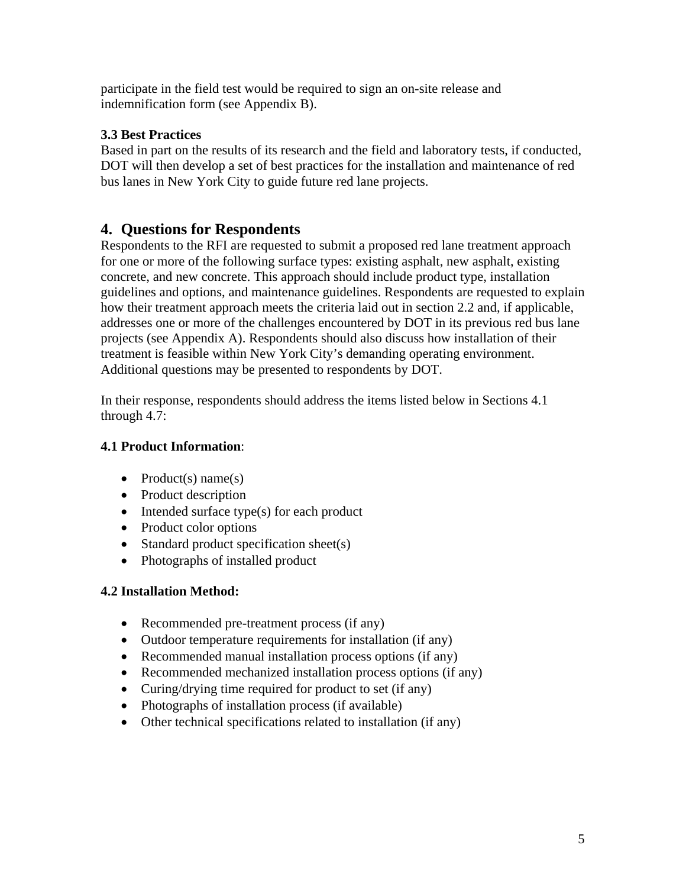participate in the field test would be required to sign an on-site release and indemnification form (see Appendix B).

**3.3 Best Practices**

Based in part on the results of its research and the field and laboratory tests, if conducted, DOT will then develop a set of best practices for the installation and maintenance of red bus lanes in New York City to guide future red lane projects.

## 4. Questions for Respondents

Respondents to the RFI are requested to submit a proposed red lane treatment approach for one or more of the following surface types: existing asphalt, new asphalt, existing concrete, and new concrete. This approach should include product type, installation guidelines and options, and maintenance guidelines. Respondents are requested to explain how their treatment approach meets the criteria laid out in section 2.2 and, if applicable, addresses one or more of the challenges encountered by DOT in its previous red bus lane projects (see Appendix A). Respondents should also discuss how installation of their treatment is feasible within New York City's demanding operating environment. Additional questions may be presented to respondents by DOT.

In their response, respondents should address the items listed below in Sections 4.1 through 4.7:

**4.1 Product Information**:

- Product(s) name(s)
- Product description
- Intended surface type(s) for each product
- Product color options
- Standard product specification sheet(s)
- Photographs of installed product

**4.2 Installation Method:**

- Recommended pre-treatment process (if any)
- Outdoor temperature requirements for installation (if any)
- Recommended manual installation process options (if any)
- Recommended mechanized installation process options (if any)
- Curing/drying time required for product to set (if any)
- Photographs of installation process (if available)
- Other technical specifications related to installation (if any)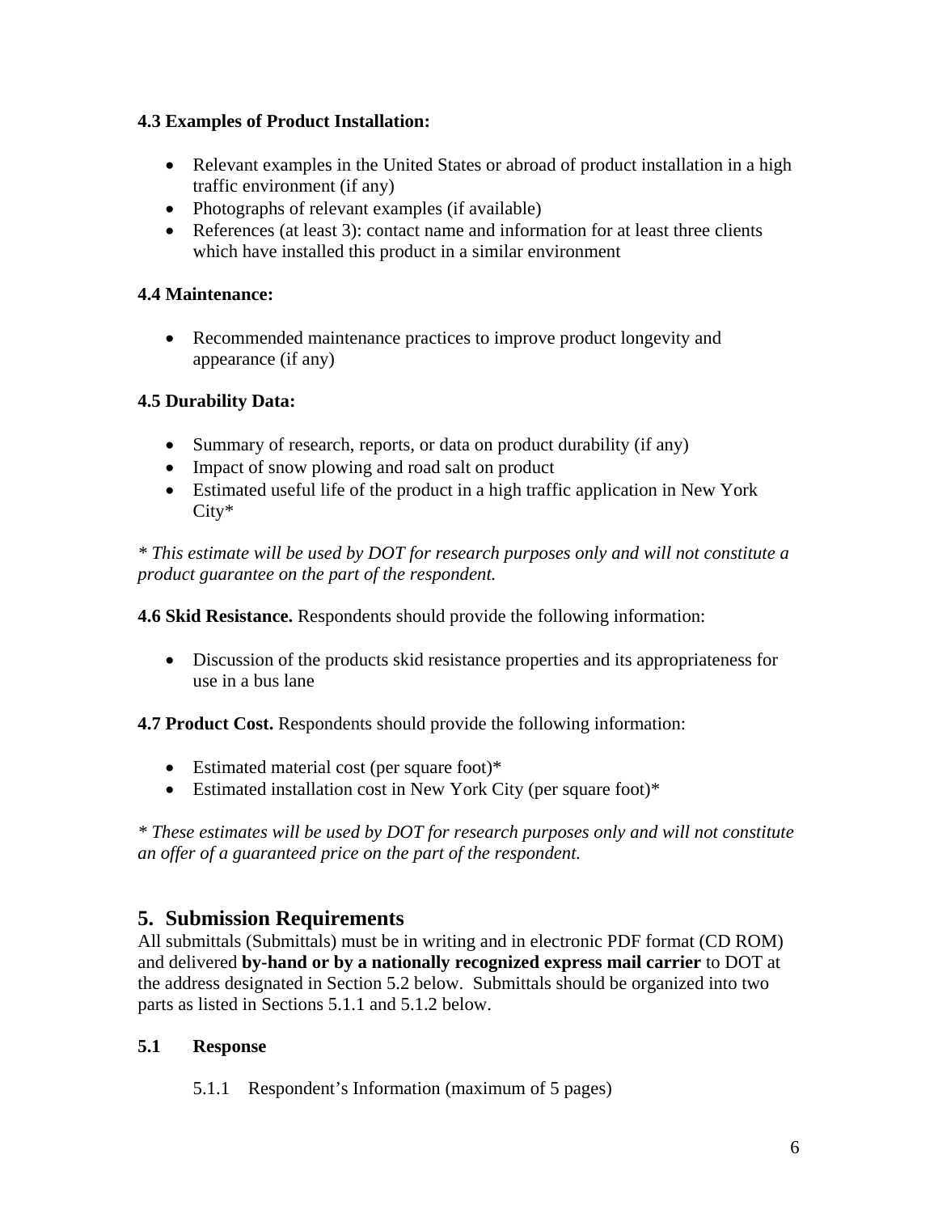**4.3 Examples of Product Installation:**

- Relevant examples in the United States or abroad of product installation in a high traffic environment (if any)
- Photographs of relevant examples (if available)
- References (at least 3): contact name and information for at least three clients which have installed this product in a similar environment

**4.4 Maintenance:**

- Recommended maintenance practices to improve product longevity and appearance (if any)

**4.5 Durability Data:**

- Summary of research, reports, or data on product durability (if any)
- Impact of snow plowing and road salt on product
- Estimated useful life of the product in a high traffic application in New York City*

*\* This estimate will be used by DOT for research purposes only and will not constitute a product guarantee on the part of the respondent.*

**4.6 Skid Resistance.** Respondents should provide the following information:

- Discussion of the products skid resistance properties and its appropriateness for use in a bus lane

**4.7 Product Cost.** Respondents should provide the following information:

- Estimated material cost (per square foot)*
- Estimated installation cost in New York City (per square foot)*

*\* These estimates will be used by DOT for research purposes only and will not constitute an offer of a guaranteed price on the part of the respondent.*

## 5. Submission Requirements

All submittals (Submittals) must be in writing and in electronic PDF format (CD ROM) and delivered **by-hand or by a nationally recognized express mail carrier** to DOT at the address designated in Section 5.2 below. Submittals should be organized into two parts as listed in Sections 5.1.1 and 5.1.2 below.

### 5.1 Response

5.1.1 Respondent's Information (maximum of 5 pages)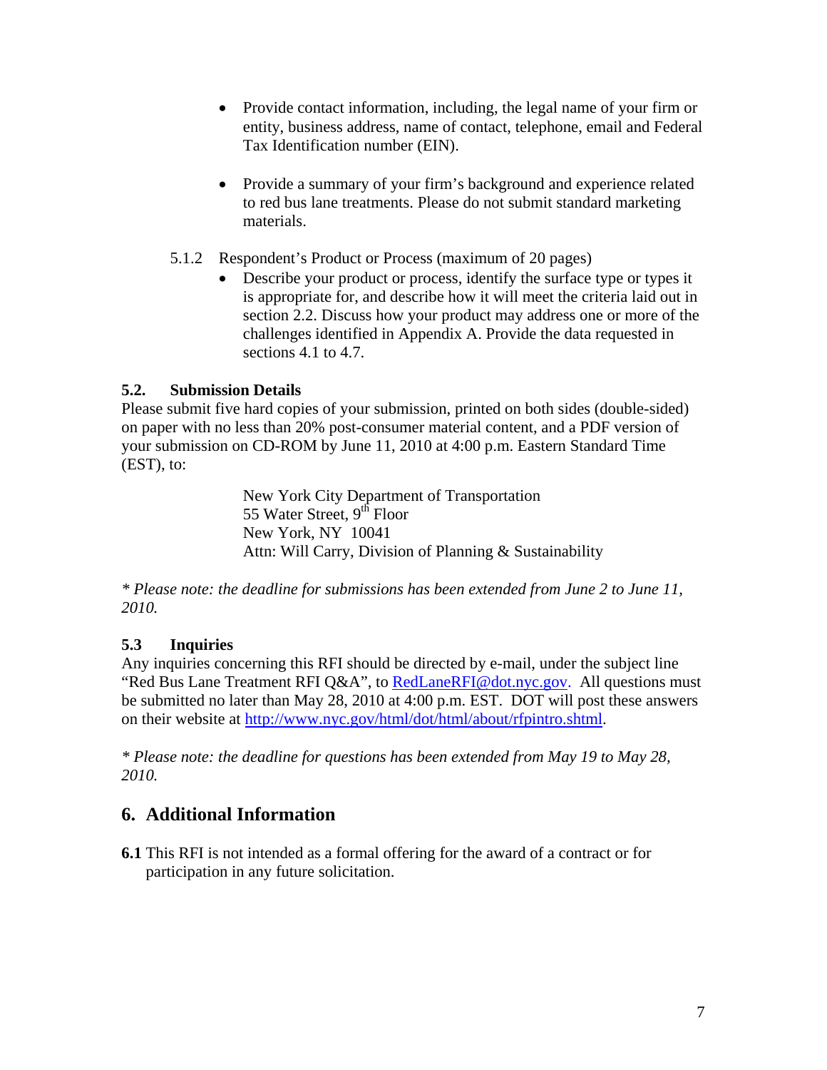- Provide contact information, including, the legal name of your firm or entity, business address, name of contact, telephone, email and Federal Tax Identification number (EIN).

- Provide a summary of your firm's background and experience related to red bus lane treatments. Please do not submit standard marketing materials.

5.1.2 Respondent's Product or Process (maximum of 20 pages)

- Describe your product or process, identify the surface type or types it is appropriate for, and describe how it will meet the criteria laid out in section 2.2. Discuss how your product may address one or more of the challenges identified in Appendix A. Provide the data requested in sections 4.1 to 4.7.

### 5.2. Submission Details

Please submit five hard copies of your submission, printed on both sides (double-sided) on paper with no less than 20% post-consumer material content, and a PDF version of your submission on CD-ROM by June 11, 2010 at 4:00 p.m. Eastern Standard Time (EST), to:

New York City Department of Transportation
55 Water Street, 9th Floor
New York, NY 10041
Attn: Will Carry, Division of Planning & Sustainability

*\* Please note: the deadline for submissions has been extended from June 2 to June 11, 2010.*

### 5.3 Inquiries

Any inquiries concerning this RFI should be directed by e-mail, under the subject line "Red Bus Lane Treatment RFI Q&A", to RedLaneRFI@dot.nyc.gov. All questions must be submitted no later than May 28, 2010 at 4:00 p.m. EST. DOT will post these answers on their website at http://www.nyc.gov/html/dot/html/about/rfpintro.shtml.

*\* Please note: the deadline for questions has been extended from May 19 to May 28, 2010.*

## 6. Additional Information

**6.1** This RFI is not intended as a formal offering for the award of a contract or for participation in any future solicitation.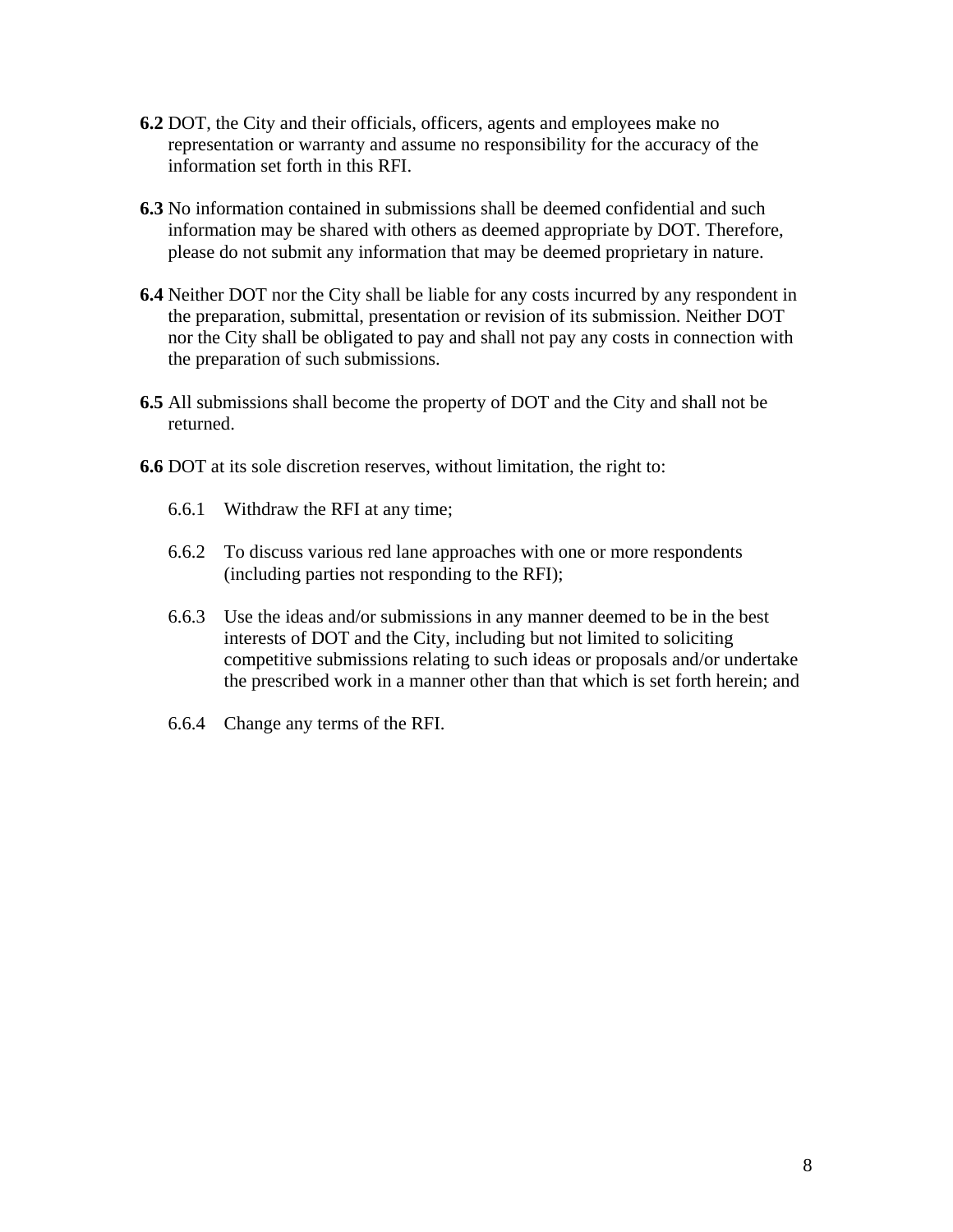**6.2** DOT, the City and their officials, officers, agents and employees make no representation or warranty and assume no responsibility for the accuracy of the information set forth in this RFI.

**6.3** No information contained in submissions shall be deemed confidential and such information may be shared with others as deemed appropriate by DOT. Therefore, please do not submit any information that may be deemed proprietary in nature.

**6.4** Neither DOT nor the City shall be liable for any costs incurred by any respondent in the preparation, submittal, presentation or revision of its submission. Neither DOT nor the City shall be obligated to pay and shall not pay any costs in connection with the preparation of such submissions.

**6.5** All submissions shall become the property of DOT and the City and shall not be returned.

**6.6** DOT at its sole discretion reserves, without limitation, the right to:

6.6.1 Withdraw the RFI at any time;

6.6.2 To discuss various red lane approaches with one or more respondents (including parties not responding to the RFI);

6.6.3 Use the ideas and/or submissions in any manner deemed to be in the best interests of DOT and the City, including but not limited to soliciting competitive submissions relating to such ideas or proposals and/or undertake the prescribed work in a manner other than that which is set forth herein; and

6.6.4 Change any terms of the RFI.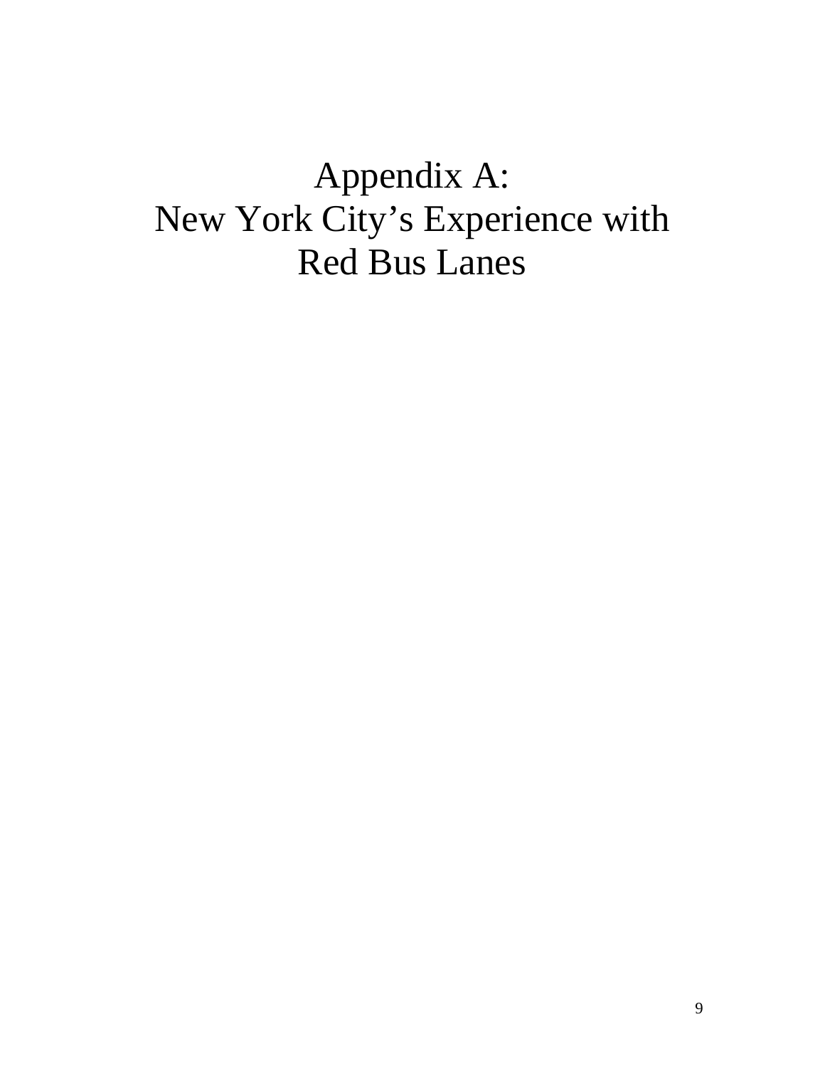# Appendix A:
# New York City's Experience with Red Bus Lanes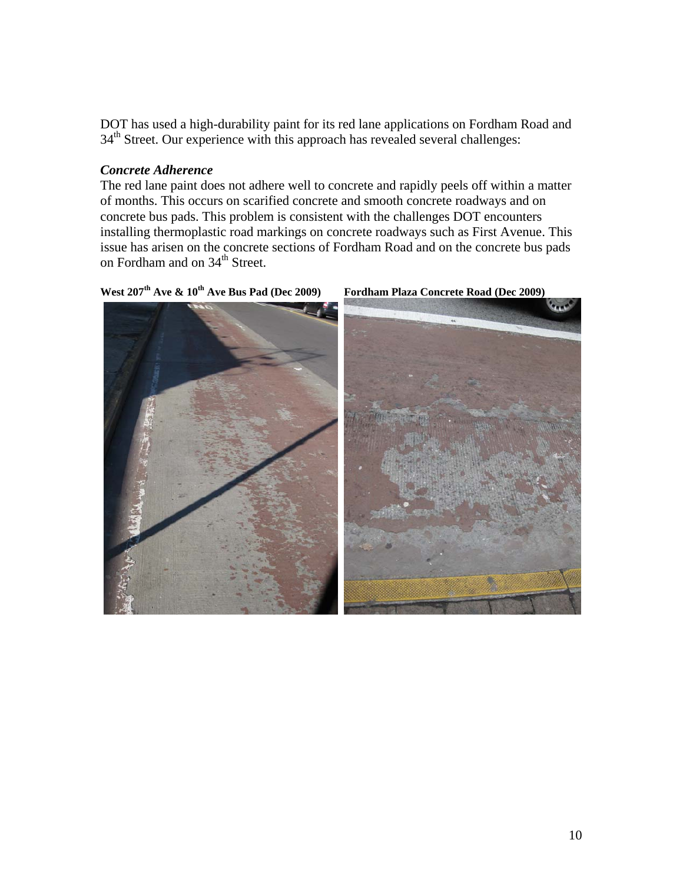DOT has used a high-durability paint for its red lane applications on Fordham Road and 34th Street. Our experience with this approach has revealed several challenges:

***Concrete Adherence***

The red lane paint does not adhere well to concrete and rapidly peels off within a matter of months. This occurs on scarified concrete and smooth concrete roadways and on concrete bus pads. This problem is consistent with the challenges DOT encounters installing thermoplastic road markings on concrete roadways such as First Avenue. This issue has arisen on the concrete sections of Fordham Road and on the concrete bus pads on Fordham and on 34th Street.

**West 207th Ave & 10th Ave Bus Pad (Dec 2009)**

**Fordham Plaza Concrete Road (Dec 2009)**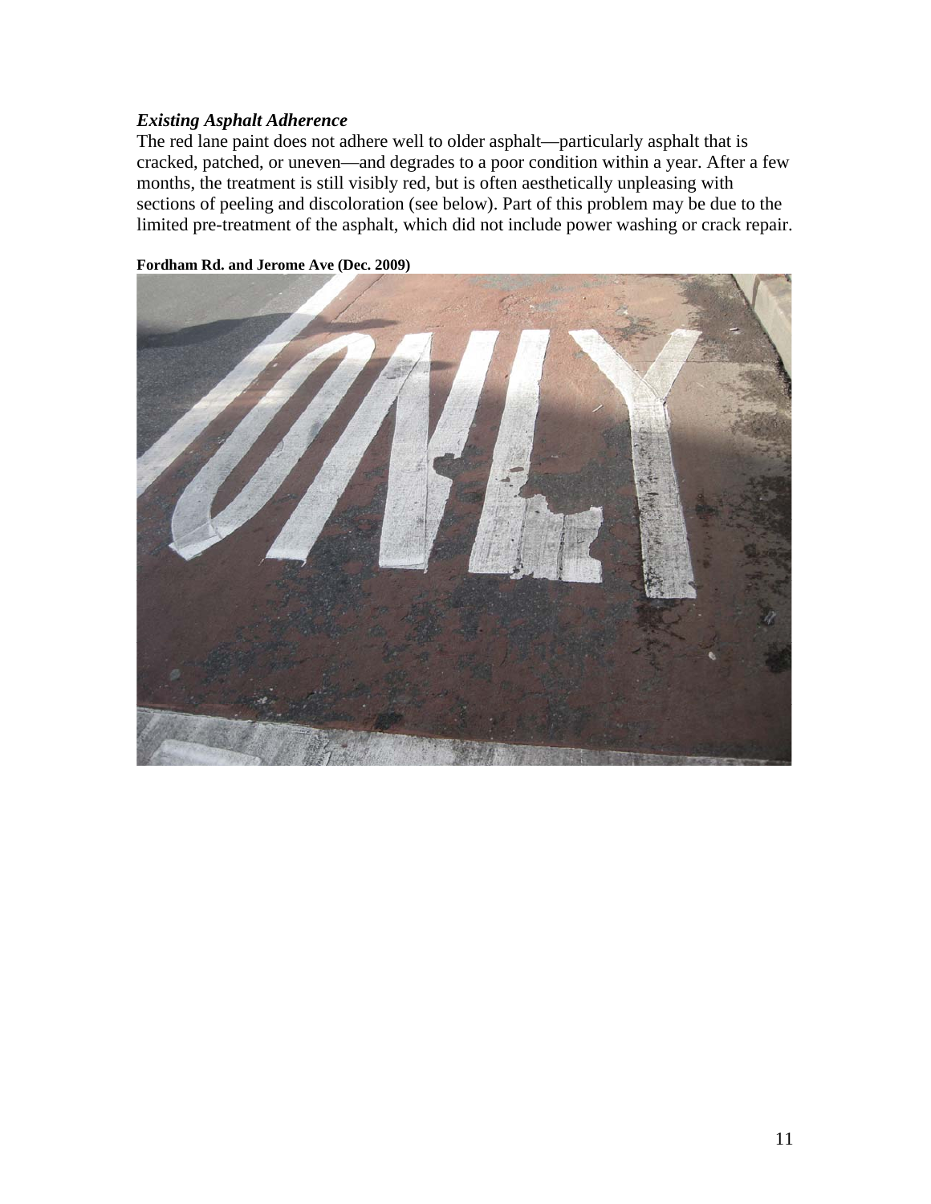### *Existing Asphalt Adherence*

The red lane paint does not adhere well to older asphalt—particularly asphalt that is cracked, patched, or uneven—and degrades to a poor condition within a year. After a few months, the treatment is still visibly red, but is often aesthetically unpleasing with sections of peeling and discoloration (see below). Part of this problem may be due to the limited pre-treatment of the asphalt, which did not include power washing or crack repair.

**Fordham Rd. and Jerome Ave (Dec. 2009)**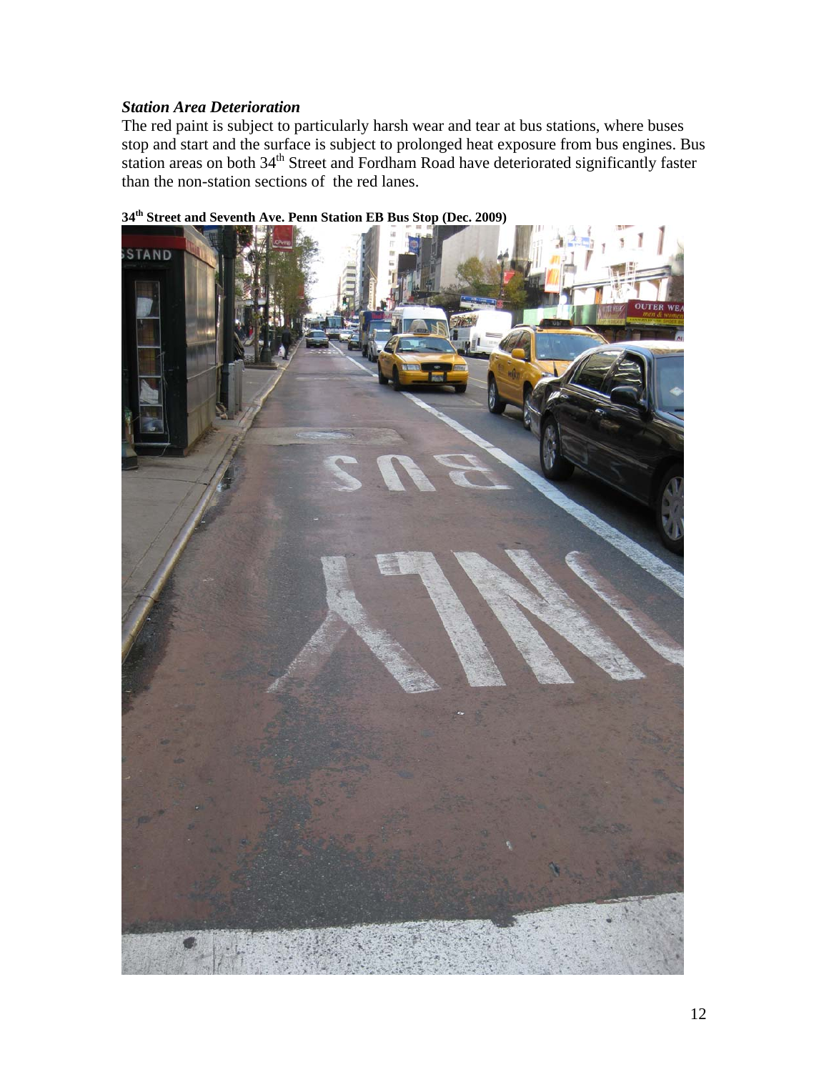### *Station Area Deterioration*

The red paint is subject to particularly harsh wear and tear at bus stations, where buses stop and start and the surface is subject to prolonged heat exposure from bus engines. Bus station areas on both 34th Street and Fordham Road have deteriorated significantly faster than the non-station sections of the red lanes.

**34th Street and Seventh Ave. Penn Station EB Bus Stop (Dec. 2009)**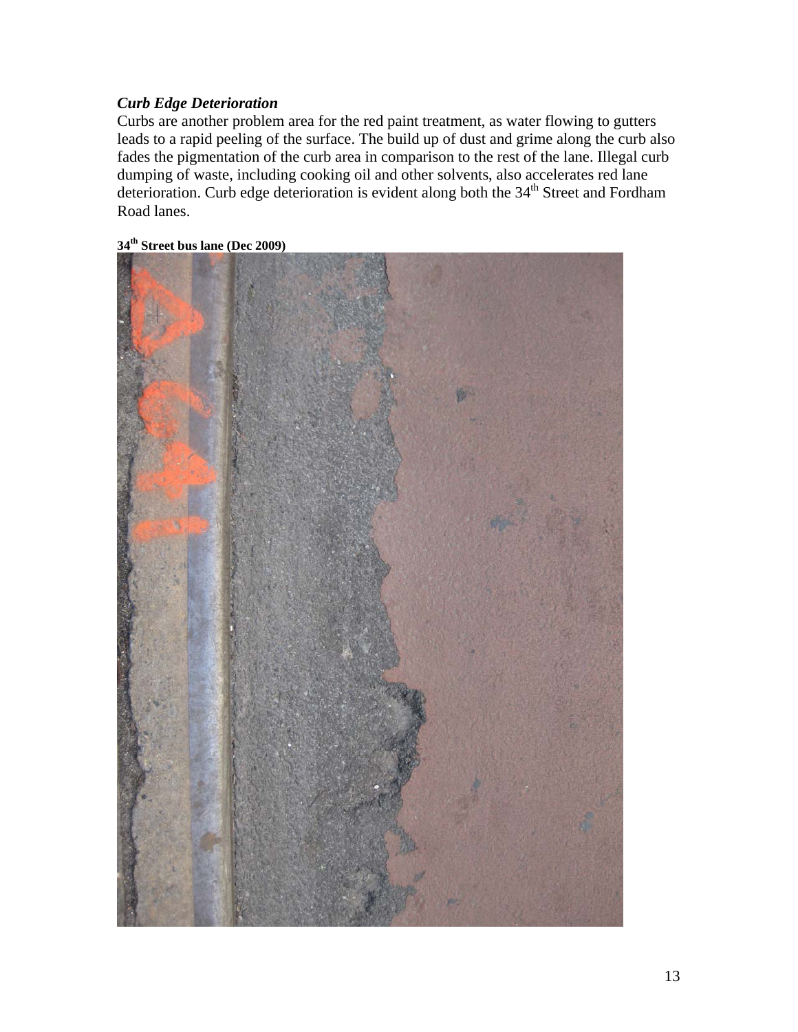***Curb Edge Deterioration***

Curbs are another problem area for the red paint treatment, as water flowing to gutters leads to a rapid peeling of the surface. The build up of dust and grime along the curb also fades the pigmentation of the curb area in comparison to the rest of the lane. Illegal curb dumping of waste, including cooking oil and other solvents, also accelerates red lane deterioration. Curb edge deterioration is evident along both the 34th Street and Fordham Road lanes.

**34th Street bus lane (Dec 2009)**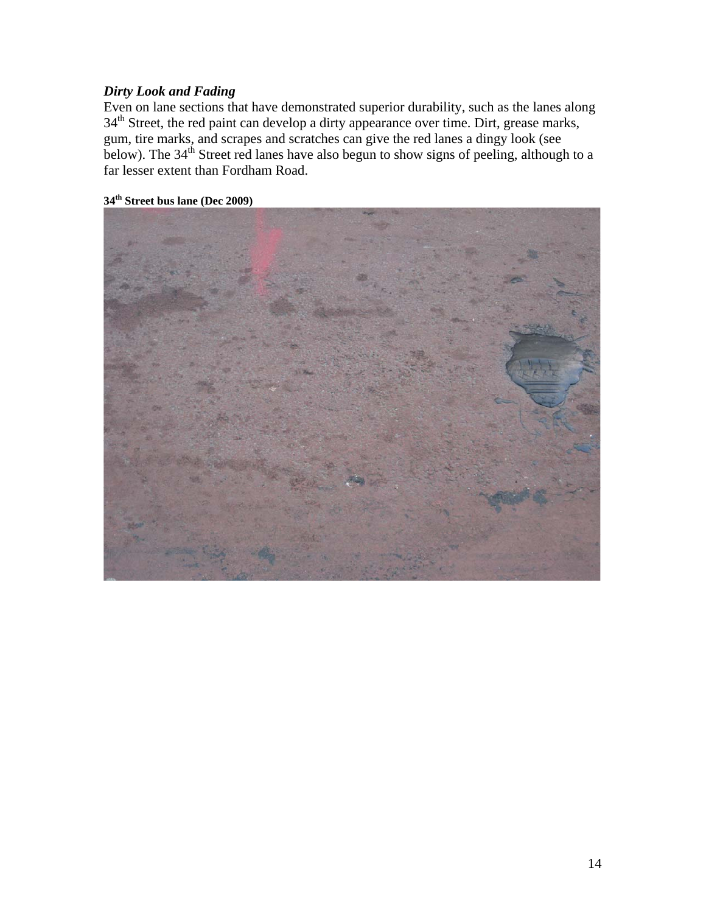### *Dirty Look and Fading*

Even on lane sections that have demonstrated superior durability, such as the lanes along 34th Street, the red paint can develop a dirty appearance over time. Dirt, grease marks, gum, tire marks, and scrapes and scratches can give the red lanes a dingy look (see below). The 34th Street red lanes have also begun to show signs of peeling, although to a far lesser extent than Fordham Road.

**34th Street bus lane (Dec 2009)**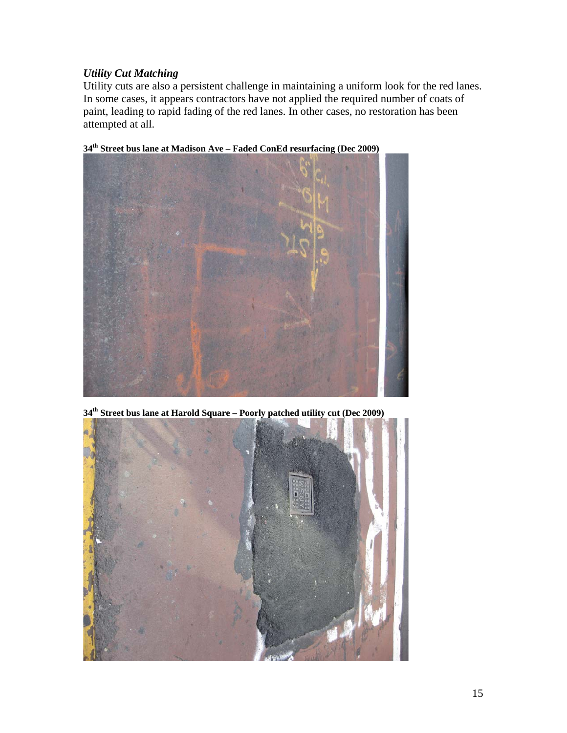### *Utility Cut Matching*

Utility cuts are also a persistent challenge in maintaining a uniform look for the red lanes. In some cases, it appears contractors have not applied the required number of coats of paint, leading to rapid fading of the red lanes. In other cases, no restoration has been attempted at all.

**34th Street bus lane at Madison Ave – Faded ConEd resurfacing (Dec 2009)**

**34th Street bus lane at Harold Square – Poorly patched utility cut (Dec 2009)**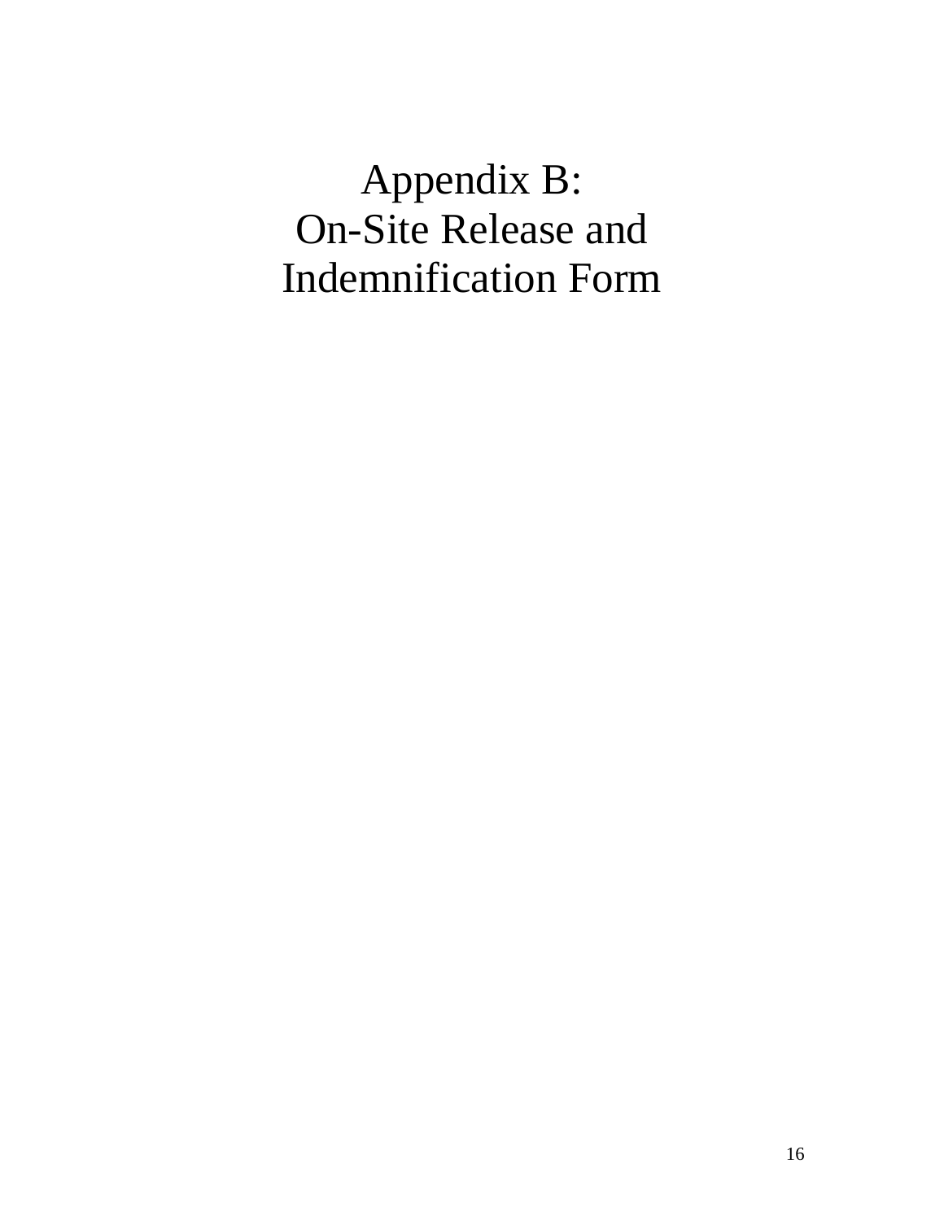# Appendix B: On-Site Release and Indemnification Form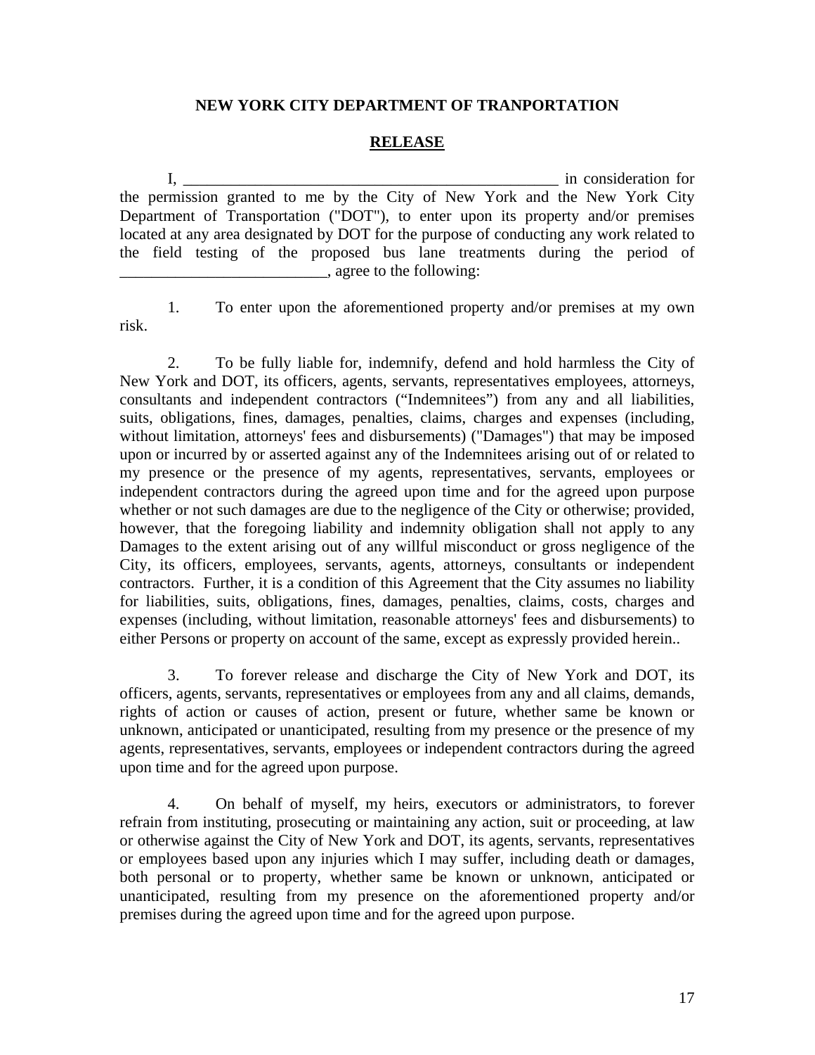**NEW YORK CITY DEPARTMENT OF TRANPORTATION**

**RELEASE**

I, _______________________________________________ in consideration for the permission granted to me by the City of New York and the New York City Department of Transportation ("DOT"), to enter upon its property and/or premises located at any area designated by DOT for the purpose of conducting any work related to the field testing of the proposed bus lane treatments during the period of __________________________, agree to the following:

1. To enter upon the aforementioned property and/or premises at my own risk.

2. To be fully liable for, indemnify, defend and hold harmless the City of New York and DOT, its officers, agents, servants, representatives employees, attorneys, consultants and independent contractors ("Indemnitees") from any and all liabilities, suits, obligations, fines, damages, penalties, claims, charges and expenses (including, without limitation, attorneys' fees and disbursements) ("Damages") that may be imposed upon or incurred by or asserted against any of the Indemnitees arising out of or related to my presence or the presence of my agents, representatives, servants, employees or independent contractors during the agreed upon time and for the agreed upon purpose whether or not such damages are due to the negligence of the City or otherwise; provided, however, that the foregoing liability and indemnity obligation shall not apply to any Damages to the extent arising out of any willful misconduct or gross negligence of the City, its officers, employees, servants, agents, attorneys, consultants or independent contractors. Further, it is a condition of this Agreement that the City assumes no liability for liabilities, suits, obligations, fines, damages, penalties, claims, costs, charges and expenses (including, without limitation, reasonable attorneys' fees and disbursements) to either Persons or property on account of the same, except as expressly provided herein..

3. To forever release and discharge the City of New York and DOT, its officers, agents, servants, representatives or employees from any and all claims, demands, rights of action or causes of action, present or future, whether same be known or unknown, anticipated or unanticipated, resulting from my presence or the presence of my agents, representatives, servants, employees or independent contractors during the agreed upon time and for the agreed upon purpose.

4. On behalf of myself, my heirs, executors or administrators, to forever refrain from instituting, prosecuting or maintaining any action, suit or proceeding, at law or otherwise against the City of New York and DOT, its agents, servants, representatives or employees based upon any injuries which I may suffer, including death or damages, both personal or to property, whether same be known or unknown, anticipated or unanticipated, resulting from my presence on the aforementioned property and/or premises during the agreed upon time and for the agreed upon purpose.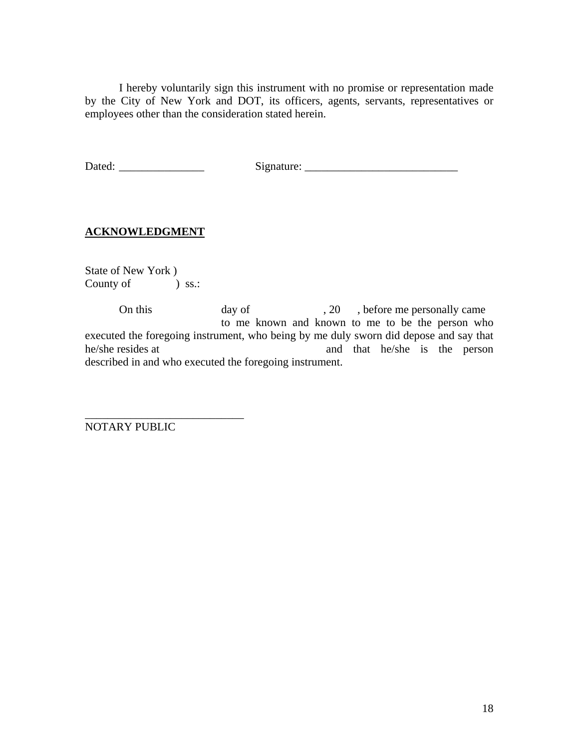I hereby voluntarily sign this instrument with no promise or representation made by the City of New York and DOT, its officers, agents, servants, representatives or employees other than the consideration stated herein.

Dated: _______________ Signature: ___________________________

**ACKNOWLEDGMENT**

State of New York )
County of ) ss.:

On this day of , 20 , before me personally came to me known and known to me to be the person who executed the foregoing instrument, who being by me duly sworn did depose and say that he/she resides at and that he/she is the person described in and who executed the foregoing instrument.

____________________________
NOTARY PUBLIC